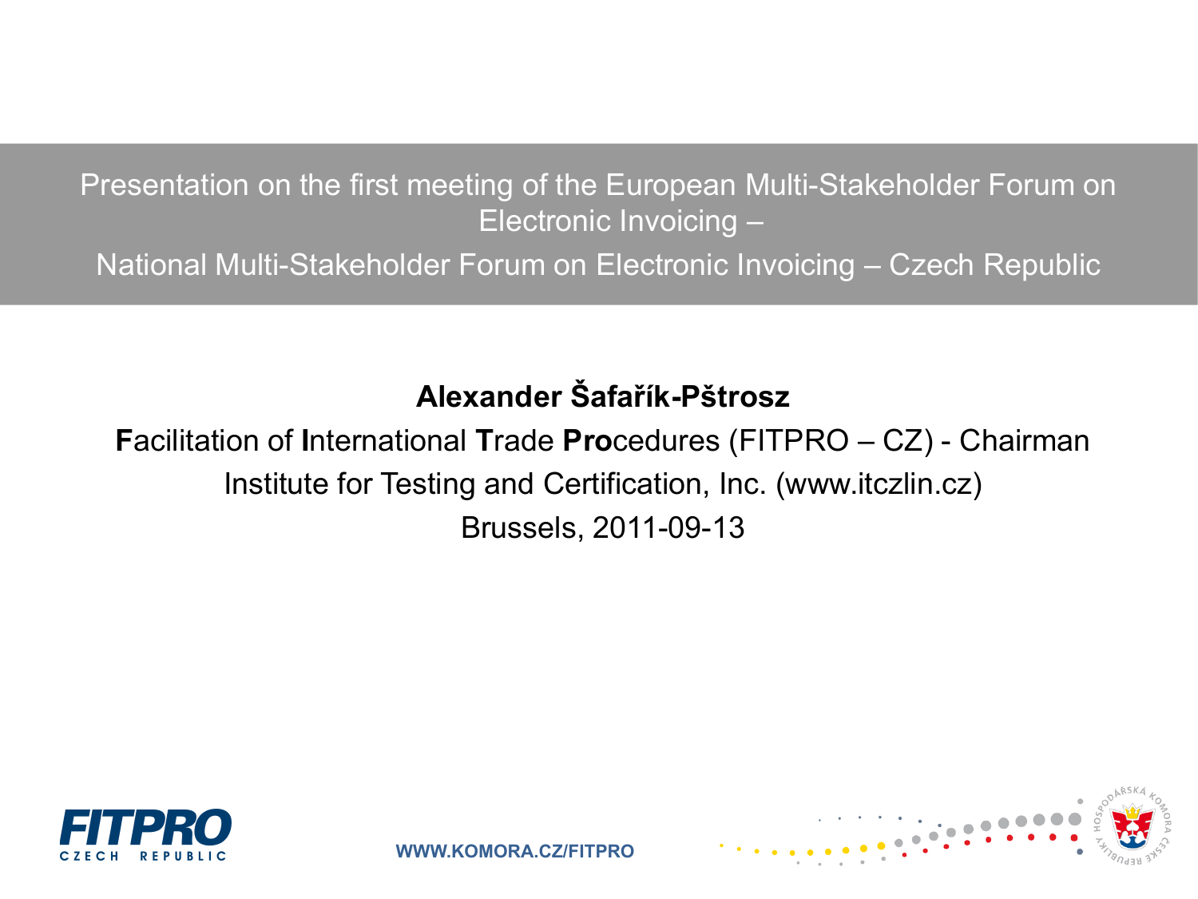# Presentation on the first meeting of the European Multi-Stakeholder Forum on Electronic Invoicing –

## National Multi-Stakeholder Forum on Electronic Invoicing – Czech Republic

**Alexander Šafařík-Pštrosz**

**F**acilitation of **I**nternational **T**rade **Pro**cedures (FITPRO – CZ) - Chairman

Institute for Testing and Certification, Inc. (www.itczlin.cz)

Brussels, 2011-09-13

FITPRO CZECH REPUBLIC

WWW.KOMORA.CZ/FITPRO

HOSPODÁŘSKÁ KOMORA ČESKÉ REPUBLIKY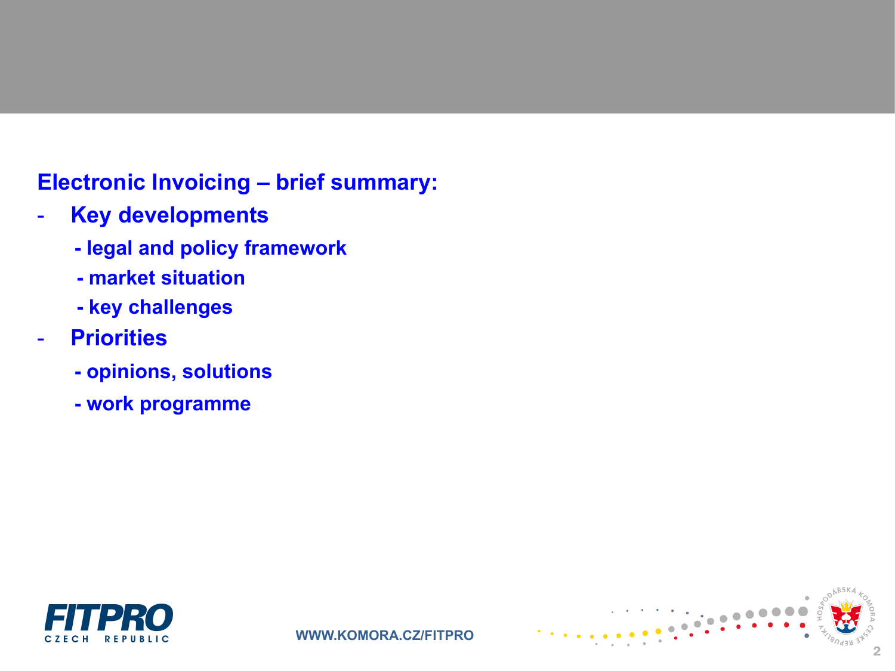**Electronic Invoicing – brief summary:**

- **Key developments**
  - **legal and policy framework**
  - **market situation**
  - **key challenges**
- **Priorities**
  - **opinions, solutions**
  - **work programme**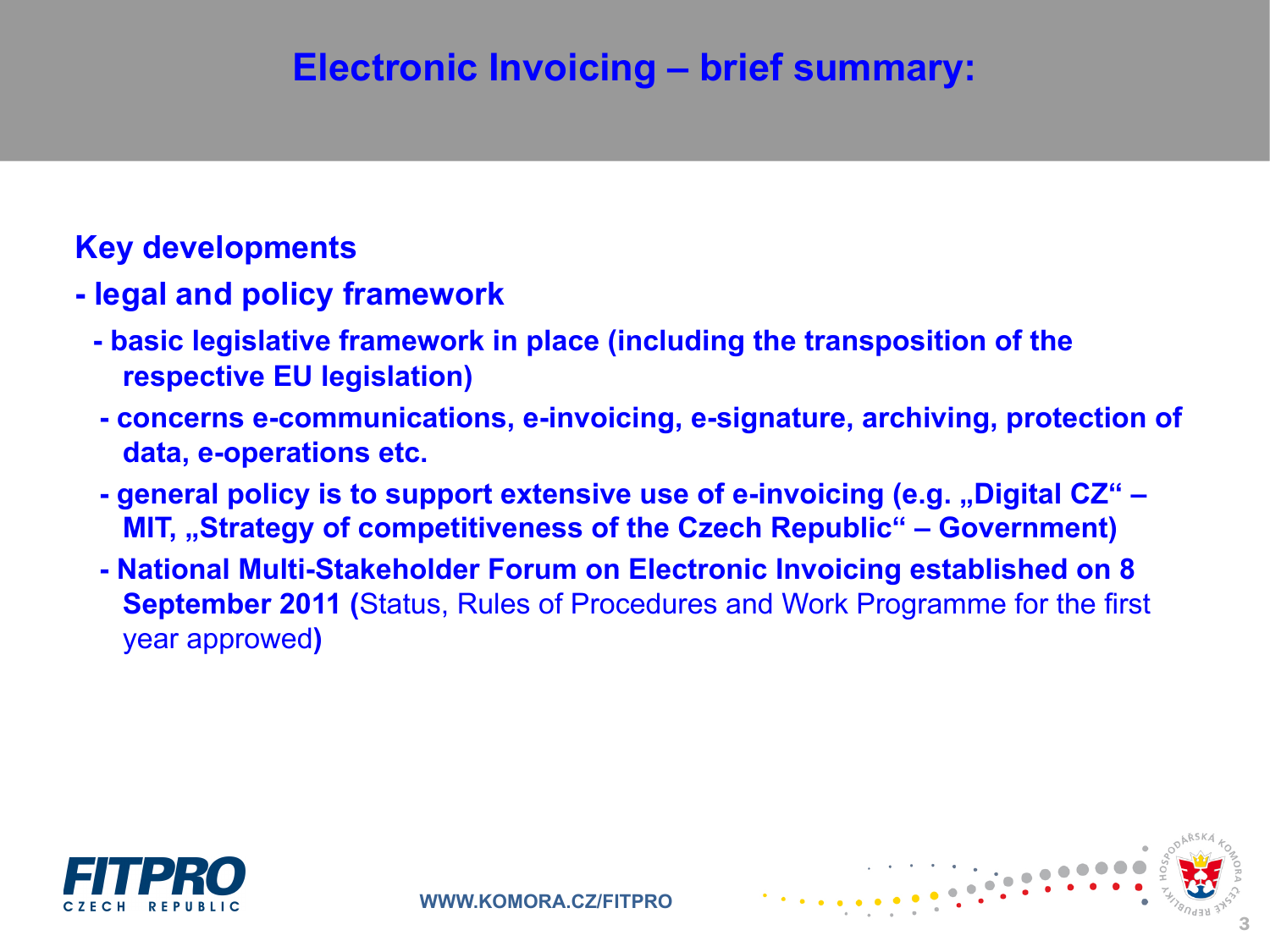# Electronic Invoicing – brief summary:

**Key developments**

**- legal and policy framework**

- **basic legislative framework in place (including the transposition of the respective EU legislation)**
- **concerns e-communications, e-invoicing, e-signature, archiving, protection of data, e-operations etc.**
- **general policy is to support extensive use of e-invoicing (e.g. „Digital CZ“ – MIT, „Strategy of competitiveness of the Czech Republic“ – Government)**
- **National Multi-Stakeholder Forum on Electronic Invoicing established on 8 September 2011 (**Status, Rules of Procedures and Work Programme for the first year approwed**)**

WWW.KOMORA.CZ/FITPRO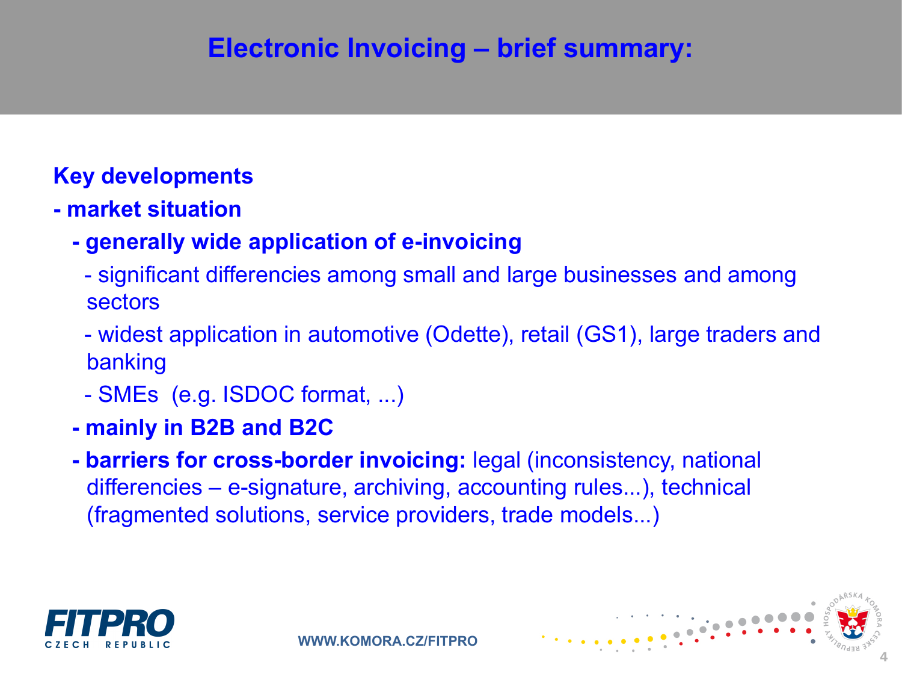# Electronic Invoicing – brief summary:

**Key developments**

**- market situation**

- **generally wide application of e-invoicing**
  - significant differencies among small and large businesses and among sectors
  - widest application in automotive (Odette), retail (GS1), large traders and banking
  - SMEs (e.g. ISDOC format, ...)
- **mainly in B2B and B2C**
- **barriers for cross-border invoicing:** legal (inconsistency, national differencies – e-signature, archiving, accounting rules...), technical (fragmented solutions, service providers, trade models...)

WWW.KOMORA.CZ/FITPRO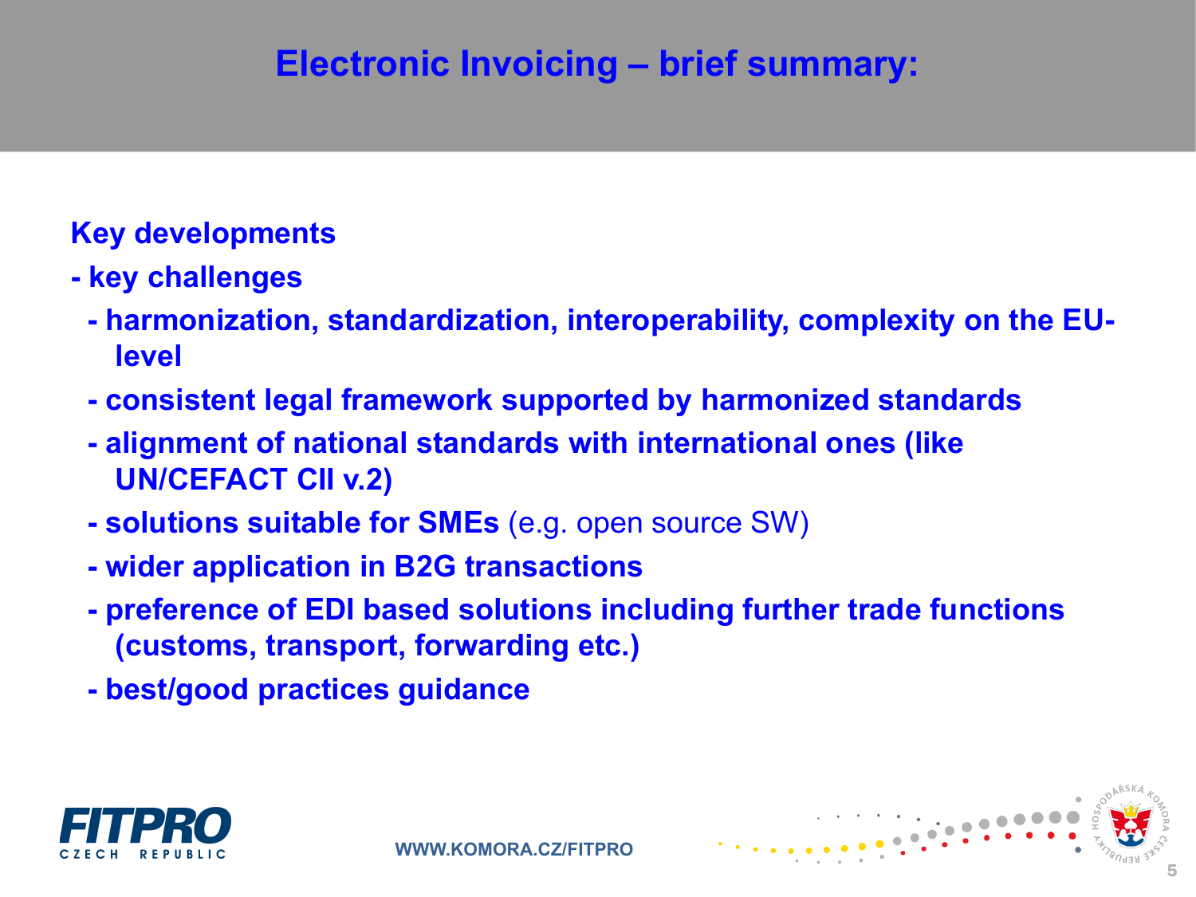# Electronic Invoicing – brief summary:

**Key developments**

- **key challenges**
  - **harmonization, standardization, interoperability, complexity on the EU-level**
  - **consistent legal framework supported by harmonized standards**
  - **alignment of national standards with international ones (like UN/CEFACT CII v.2)**
  - **solutions suitable for SMEs** (e.g. open source SW)
  - **wider application in B2G transactions**
  - **preference of EDI based solutions including further trade functions (customs, transport, forwarding etc.)**
  - **best/good practices guidance**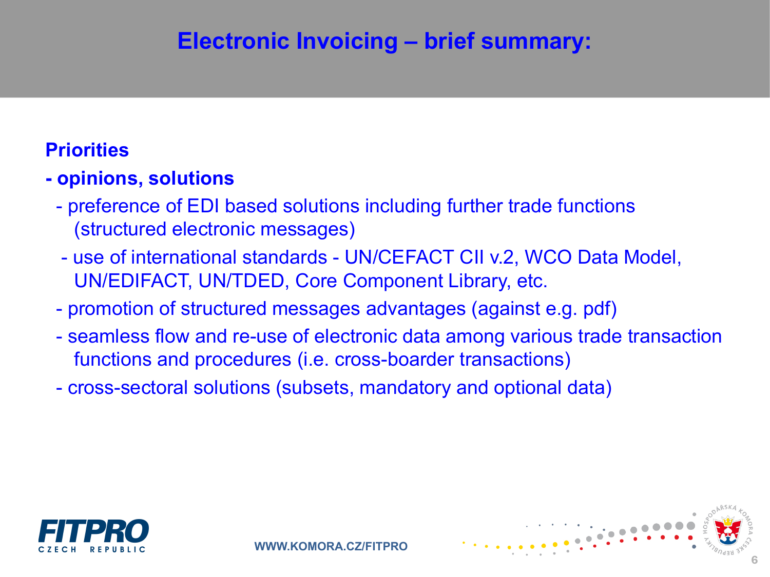# Electronic Invoicing – brief summary:

**Priorities**

**- opinions, solutions**

- preference of EDI based solutions including further trade functions (structured electronic messages)
- use of international standards - UN/CEFACT CII v.2, WCO Data Model, UN/EDIFACT, UN/TDED, Core Component Library, etc.
- promotion of structured messages advantages (against e.g. pdf)
- seamless flow and re-use of electronic data among various trade transaction functions and procedures (i.e. cross-boarder transactions)
- cross-sectoral solutions (subsets, mandatory and optional data)

FITPRO CZECH REPUBLIC

WWW.KOMORA.CZ/FITPRO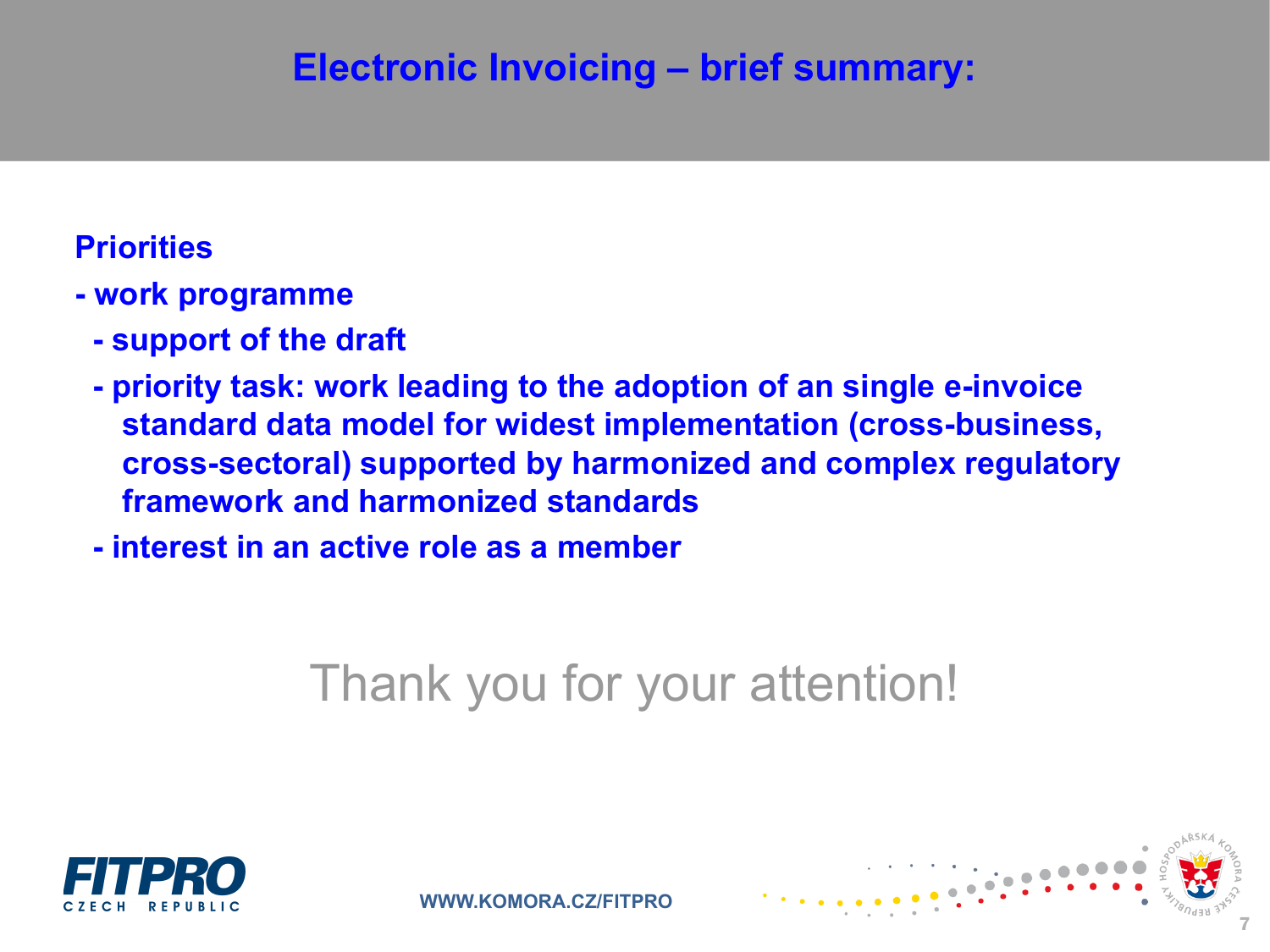# Electronic Invoicing – brief summary:

**Priorities**

- **work programme**
  - **support of the draft**
  - **priority task: work leading to the adoption of an single e-invoice standard data model for widest implementation (cross-business, cross-sectoral) supported by harmonized and complex regulatory framework and harmonized standards**
  - **interest in an active role as a member**

Thank you for your attention!

FITPRO CZECH REPUBLIC

WWW.KOMORA.CZ/FITPRO